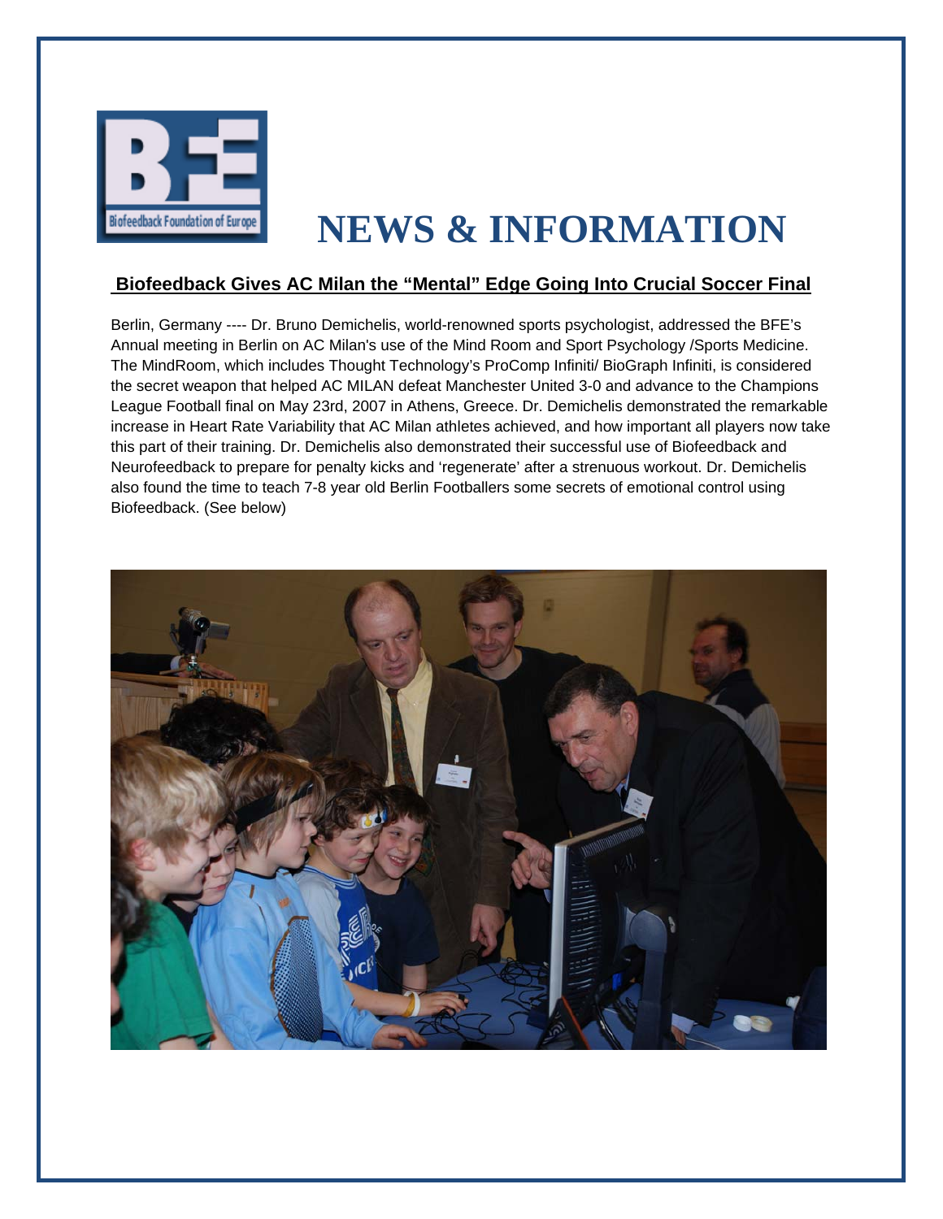# NEWS & INFORMATION

## Biofeedback Gives AC Milan the "Mental" Edge Going Into Crucial Soccer Final

Berlin, Germany ---- Dr. Bruno Demichelis, world-renowned sports psychologist, addressed the BFE's Annual meeting in Berlin on AC Milan's use of the Mind Room and Sport Psychology /Sports Medicine. The MindRoom, which includes Thought Technology's ProComp Infiniti/ BioGraph Infiniti, is considered the secret weapon that helped AC MILAN defeat Manchester United 3-0 and advance to the Champions League Football final on May 23rd, 2007 in Athens, Greece. Dr. Demichelis demonstrated the remarkable increase in Heart Rate Variability that AC Milan athletes achieved, and how important all players now take this part of their training. Dr. Demichelis also demonstrated their successful use of Biofeedback and Neurofeedback to prepare for penalty kicks and 'regenerate' after a strenuous workout. Dr. Demichelis also found the time to teach 7-8 year old Berlin Footballers some secrets of emotional control using Biofeedback. (See below)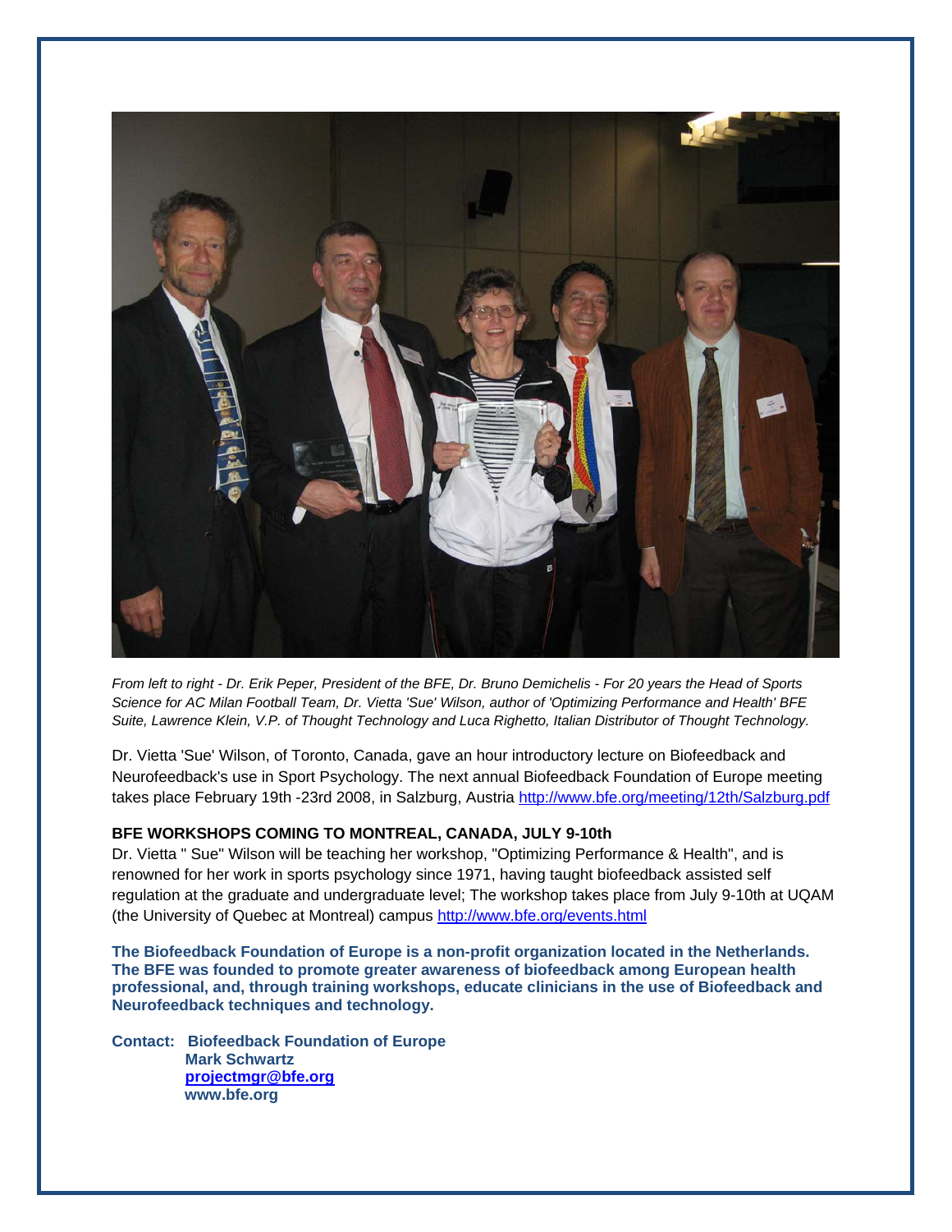*From left to right - Dr. Erik Peper, President of the BFE, Dr. Bruno Demichelis - For 20 years the Head of Sports Science for AC Milan Football Team, Dr. Vietta 'Sue' Wilson, author of 'Optimizing Performance and Health' BFE Suite, Lawrence Klein, V.P. of Thought Technology and Luca Righetto, Italian Distributor of Thought Technology.*

Dr. Vietta 'Sue' Wilson, of Toronto, Canada, gave an hour introductory lecture on Biofeedback and Neurofeedback's use in Sport Psychology. The next annual Biofeedback Foundation of Europe meeting takes place February 19th -23rd 2008, in Salzburg, Austria http://www.bfe.org/meeting/12th/Salzburg.pdf

**BFE WORKSHOPS COMING TO MONTREAL, CANADA, JULY 9-10th**

Dr. Vietta " Sue" Wilson will be teaching her workshop, "Optimizing Performance & Health", and is renowned for her work in sports psychology since 1971, having taught biofeedback assisted self regulation at the graduate and undergraduate level; The workshop takes place from July 9-10th at UQAM (the University of Quebec at Montreal) campus http://www.bfe.org/events.html

**The Biofeedback Foundation of Europe is a non-profit organization located in the Netherlands. The BFE was founded to promote greater awareness of biofeedback among European health professional, and, through training workshops, educate clinicians in the use of Biofeedback and Neurofeedback techniques and technology.**

**Contact: Biofeedback Foundation of Europe**
**Mark Schwartz**
**projectmgr@bfe.org**
**www.bfe.org**